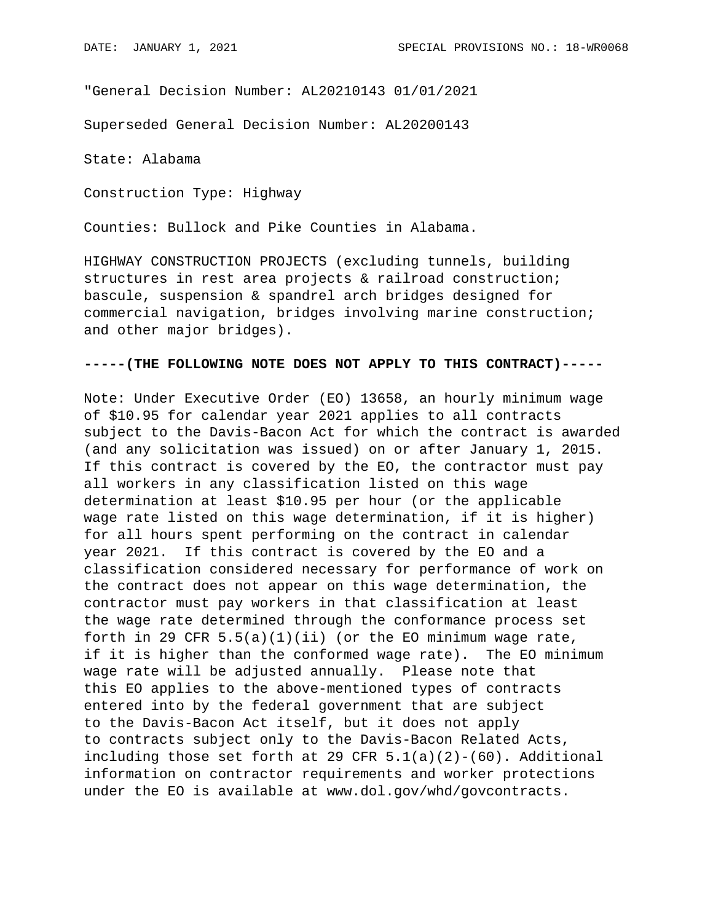"General Decision Number: AL20210143 01/01/2021

Superseded General Decision Number: AL20200143

State: Alabama

Construction Type: Highway

Counties: Bullock and Pike Counties in Alabama.

HIGHWAY CONSTRUCTION PROJECTS (excluding tunnels, building structures in rest area projects & railroad construction; bascule, suspension & spandrel arch bridges designed for commercial navigation, bridges involving marine construction; and other major bridges).

**-----(THE FOLLOWING NOTE DOES NOT APPLY TO THIS CONTRACT)-----**

Note: Under Executive Order (EO) 13658, an hourly minimum wage of $10.95 for calendar year 2021 applies to all contracts subject to the Davis-Bacon Act for which the contract is awarded (and any solicitation was issued) on or after January 1, 2015. If this contract is covered by the EO, the contractor must pay all workers in any classification listed on this wage determination at least $10.95 per hour (or the applicable wage rate listed on this wage determination, if it is higher) for all hours spent performing on the contract in calendar year 2021. If this contract is covered by the EO and a classification considered necessary for performance of work on the contract does not appear on this wage determination, the contractor must pay workers in that classification at least the wage rate determined through the conformance process set forth in 29 CFR 5.5(a)(1)(ii) (or the EO minimum wage rate, if it is higher than the conformed wage rate). The EO minimum wage rate will be adjusted annually. Please note that this EO applies to the above-mentioned types of contracts entered into by the federal government that are subject to the Davis-Bacon Act itself, but it does not apply to contracts subject only to the Davis-Bacon Related Acts, including those set forth at 29 CFR 5.1(a)(2)-(60). Additional information on contractor requirements and worker protections under the EO is available at www.dol.gov/whd/govcontracts.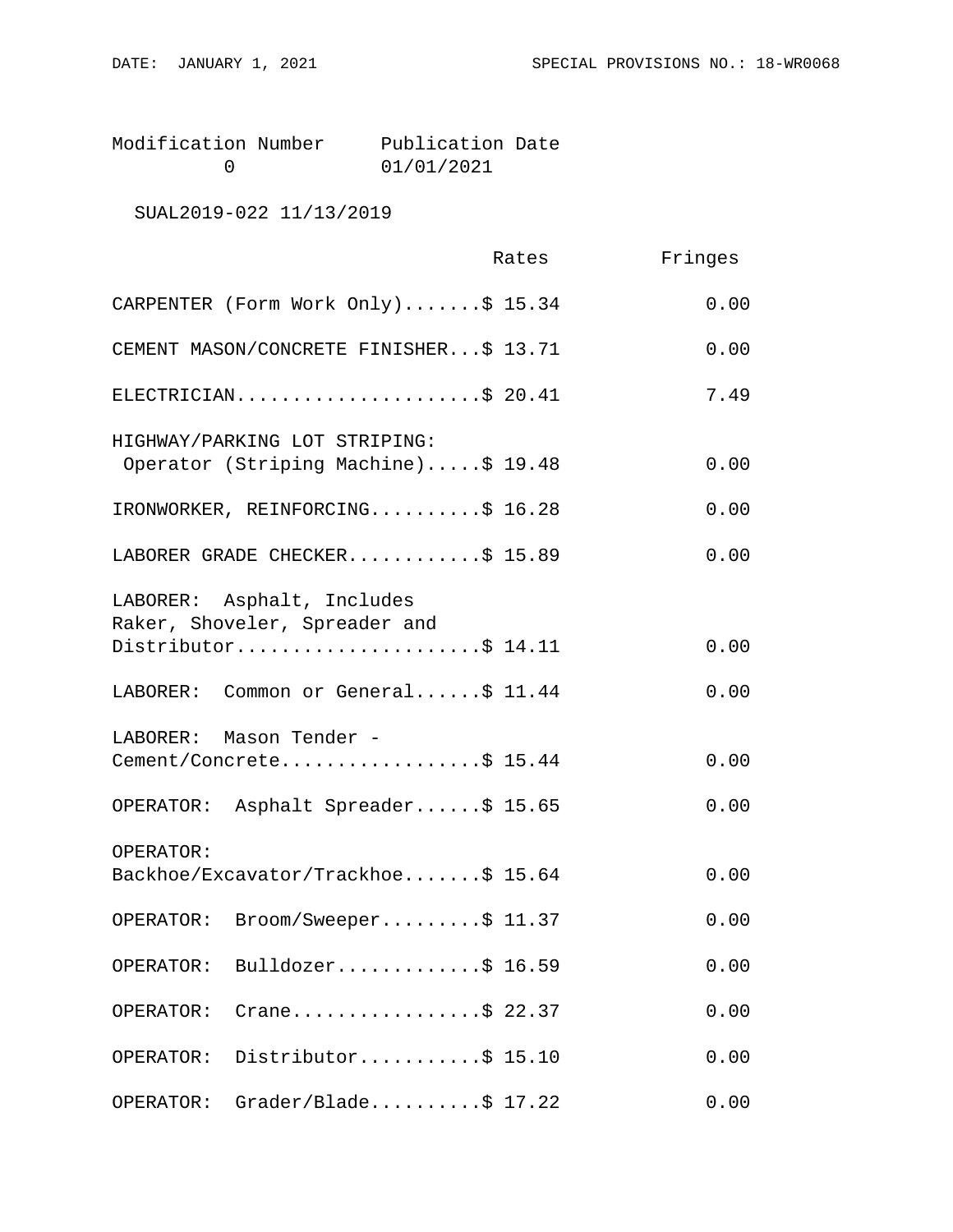| Modification Number | Publication Date |
|---|---|
| 0 | 01/01/2021 |

SUAL2019-022 11/13/2019

| | Rates | Fringes |
|---|---|---|
| CARPENTER (Form Work Only) | $ 15.34 | 0.00 |
| CEMENT MASON/CONCRETE FINISHER | $ 13.71 | 0.00 |
| ELECTRICIAN | $ 20.41 | 7.49 |
| HIGHWAY/PARKING LOT STRIPING: Operator (Striping Machine) | $ 19.48 | 0.00 |
| IRONWORKER, REINFORCING | $ 16.28 | 0.00 |
| LABORER GRADE CHECKER | $ 15.89 | 0.00 |
| LABORER: Asphalt, Includes Raker, Shoveler, Spreader and Distributor | $ 14.11 | 0.00 |
| LABORER: Common or General | $ 11.44 | 0.00 |
| LABORER: Mason Tender - Cement/Concrete | $ 15.44 | 0.00 |
| OPERATOR: Asphalt Spreader | $ 15.65 | 0.00 |
| OPERATOR: Backhoe/Excavator/Trackhoe | $ 15.64 | 0.00 |
| OPERATOR: Broom/Sweeper | $ 11.37 | 0.00 |
| OPERATOR: Bulldozer | $ 16.59 | 0.00 |
| OPERATOR: Crane | $ 22.37 | 0.00 |
| OPERATOR: Distributor | $ 15.10 | 0.00 |
| OPERATOR: Grader/Blade | $ 17.22 | 0.00 |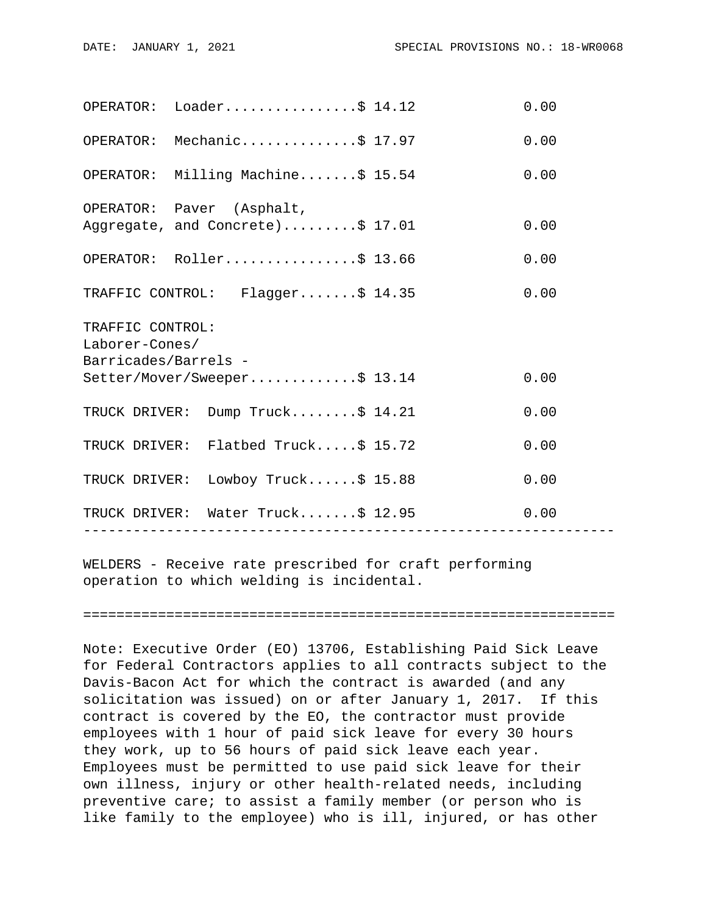| Classification | Rates | Fringes |
|---|---|---|
| OPERATOR: Loader | $ 14.12 | 0.00 |
| OPERATOR: Mechanic | $ 17.97 | 0.00 |
| OPERATOR: Milling Machine | $ 15.54 | 0.00 |
| OPERATOR: Paver (Asphalt, Aggregate, and Concrete) | $ 17.01 | 0.00 |
| OPERATOR: Roller | $ 13.66 | 0.00 |
| TRAFFIC CONTROL: Flagger | $ 14.35 | 0.00 |
| TRAFFIC CONTROL: Laborer-Cones/ Barricades/Barrels - Setter/Mover/Sweeper | $ 13.14 | 0.00 |
| TRUCK DRIVER: Dump Truck | $ 14.21 | 0.00 |
| TRUCK DRIVER: Flatbed Truck | $ 15.72 | 0.00 |
| TRUCK DRIVER: Lowboy Truck | $ 15.88 | 0.00 |
| TRUCK DRIVER: Water Truck | $ 12.95 | 0.00 |

---

WELDERS - Receive rate prescribed for craft performing operation to which welding is incidental.

---

Note: Executive Order (EO) 13706, Establishing Paid Sick Leave for Federal Contractors applies to all contracts subject to the Davis-Bacon Act for which the contract is awarded (and any solicitation was issued) on or after January 1, 2017. If this contract is covered by the EO, the contractor must provide employees with 1 hour of paid sick leave for every 30 hours they work, up to 56 hours of paid sick leave each year. Employees must be permitted to use paid sick leave for their own illness, injury or other health-related needs, including preventive care; to assist a family member (or person who is like family to the employee) who is ill, injured, or has other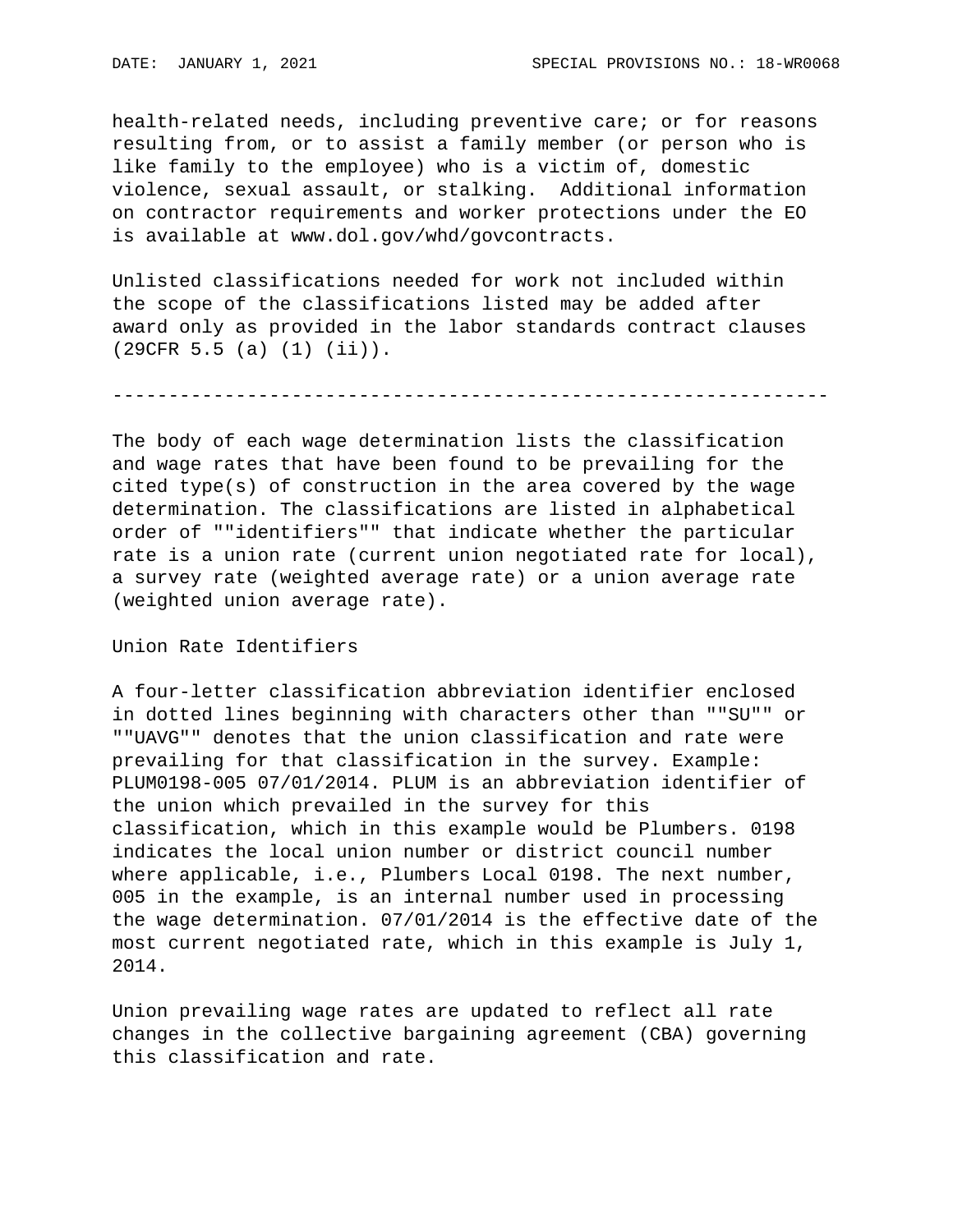health-related needs, including preventive care; or for reasons resulting from, or to assist a family member (or person who is like family to the employee) who is a victim of, domestic violence, sexual assault, or stalking. Additional information on contractor requirements and worker protections under the EO is available at www.dol.gov/whd/govcontracts.

Unlisted classifications needed for work not included within the scope of the classifications listed may be added after award only as provided in the labor standards contract clauses (29CFR 5.5 (a) (1) (ii)).

----------------------------------------------------------------

The body of each wage determination lists the classification and wage rates that have been found to be prevailing for the cited type(s) of construction in the area covered by the wage determination. The classifications are listed in alphabetical order of ""identifiers"" that indicate whether the particular rate is a union rate (current union negotiated rate for local), a survey rate (weighted average rate) or a union average rate (weighted union average rate).

Union Rate Identifiers

A four-letter classification abbreviation identifier enclosed in dotted lines beginning with characters other than ""SU"" or ""UAVG"" denotes that the union classification and rate were prevailing for that classification in the survey. Example: PLUM0198-005 07/01/2014. PLUM is an abbreviation identifier of the union which prevailed in the survey for this classification, which in this example would be Plumbers. 0198 indicates the local union number or district council number where applicable, i.e., Plumbers Local 0198. The next number, 005 in the example, is an internal number used in processing the wage determination. 07/01/2014 is the effective date of the most current negotiated rate, which in this example is July 1, 2014.

Union prevailing wage rates are updated to reflect all rate changes in the collective bargaining agreement (CBA) governing this classification and rate.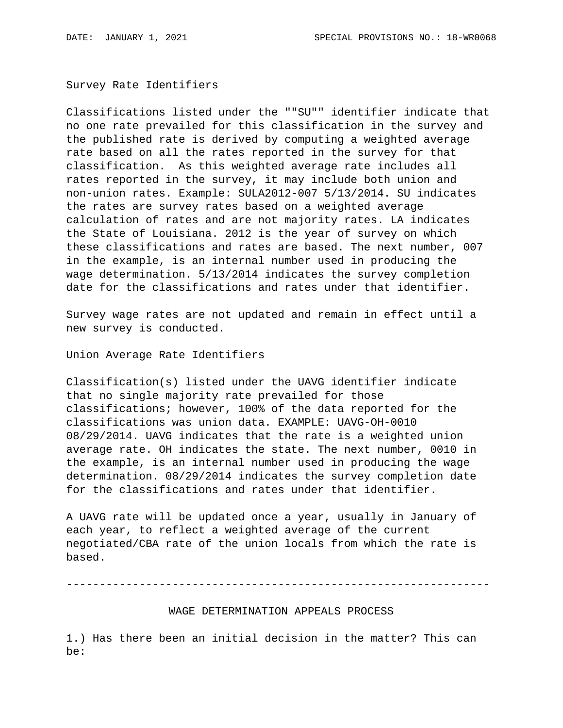Survey Rate Identifiers

Classifications listed under the ""SU"" identifier indicate that no one rate prevailed for this classification in the survey and the published rate is derived by computing a weighted average rate based on all the rates reported in the survey for that classification. As this weighted average rate includes all rates reported in the survey, it may include both union and non-union rates. Example: SULA2012-007 5/13/2014. SU indicates the rates are survey rates based on a weighted average calculation of rates and are not majority rates. LA indicates the State of Louisiana. 2012 is the year of survey on which these classifications and rates are based. The next number, 007 in the example, is an internal number used in producing the wage determination. 5/13/2014 indicates the survey completion date for the classifications and rates under that identifier.

Survey wage rates are not updated and remain in effect until a new survey is conducted.

Union Average Rate Identifiers

Classification(s) listed under the UAVG identifier indicate that no single majority rate prevailed for those classifications; however, 100% of the data reported for the classifications was union data. EXAMPLE: UAVG-OH-0010 08/29/2014. UAVG indicates that the rate is a weighted union average rate. OH indicates the state. The next number, 0010 in the example, is an internal number used in producing the wage determination. 08/29/2014 indicates the survey completion date for the classifications and rates under that identifier.

A UAVG rate will be updated once a year, usually in January of each year, to reflect a weighted average of the current negotiated/CBA rate of the union locals from which the rate is based.

----------------------------------------------------------------

WAGE DETERMINATION APPEALS PROCESS

1.) Has there been an initial decision in the matter? This can be: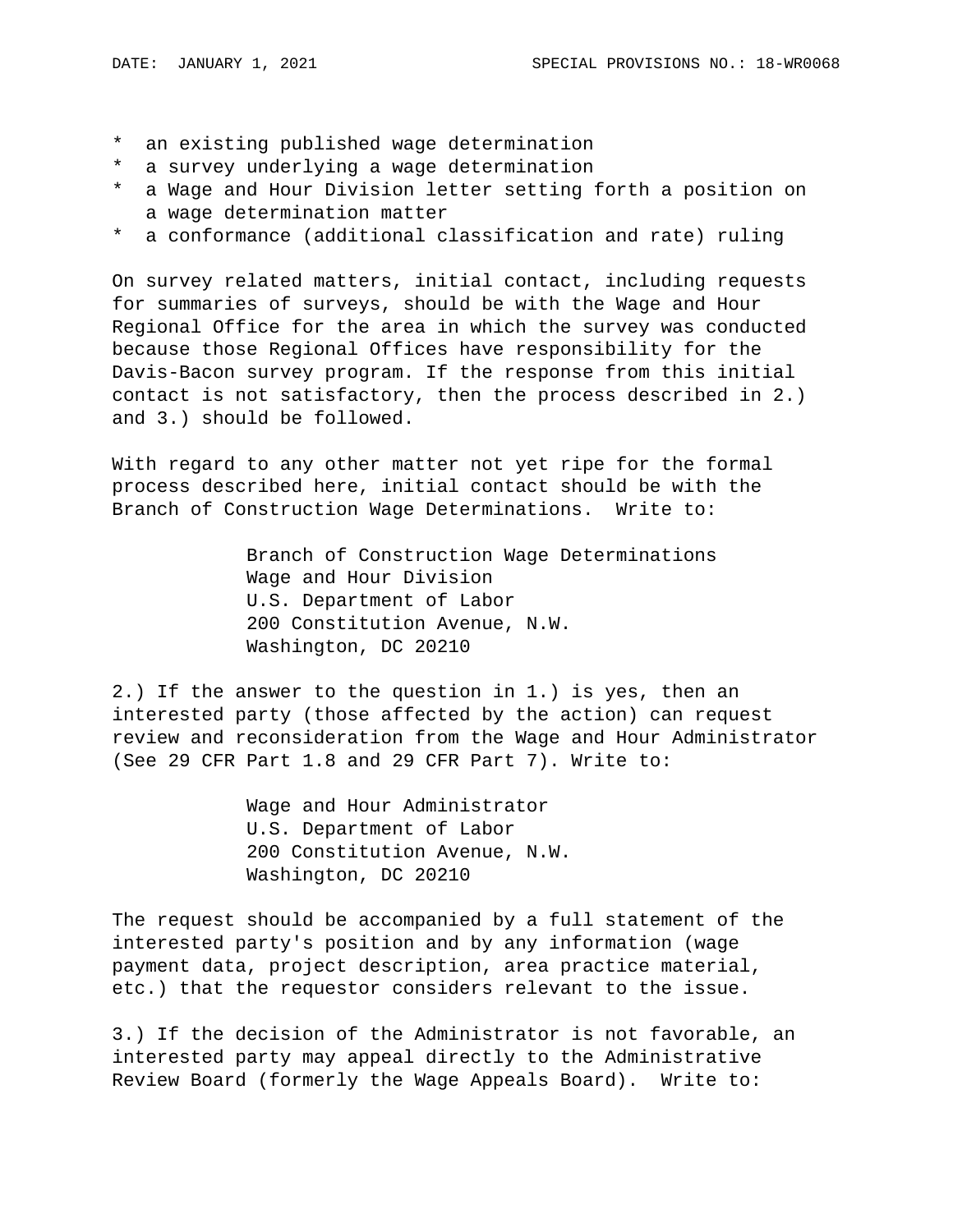* an existing published wage determination
* a survey underlying a wage determination
* a Wage and Hour Division letter setting forth a position on a wage determination matter
* a conformance (additional classification and rate) ruling

On survey related matters, initial contact, including requests for summaries of surveys, should be with the Wage and Hour Regional Office for the area in which the survey was conducted because those Regional Offices have responsibility for the Davis-Bacon survey program. If the response from this initial contact is not satisfactory, then the process described in 2.) and 3.) should be followed.

With regard to any other matter not yet ripe for the formal process described here, initial contact should be with the Branch of Construction Wage Determinations. Write to:

Branch of Construction Wage Determinations
Wage and Hour Division
U.S. Department of Labor
200 Constitution Avenue, N.W.
Washington, DC 20210

2.) If the answer to the question in 1.) is yes, then an interested party (those affected by the action) can request review and reconsideration from the Wage and Hour Administrator (See 29 CFR Part 1.8 and 29 CFR Part 7). Write to:

Wage and Hour Administrator
U.S. Department of Labor
200 Constitution Avenue, N.W.
Washington, DC 20210

The request should be accompanied by a full statement of the interested party's position and by any information (wage payment data, project description, area practice material, etc.) that the requestor considers relevant to the issue.

3.) If the decision of the Administrator is not favorable, an interested party may appeal directly to the Administrative Review Board (formerly the Wage Appeals Board). Write to: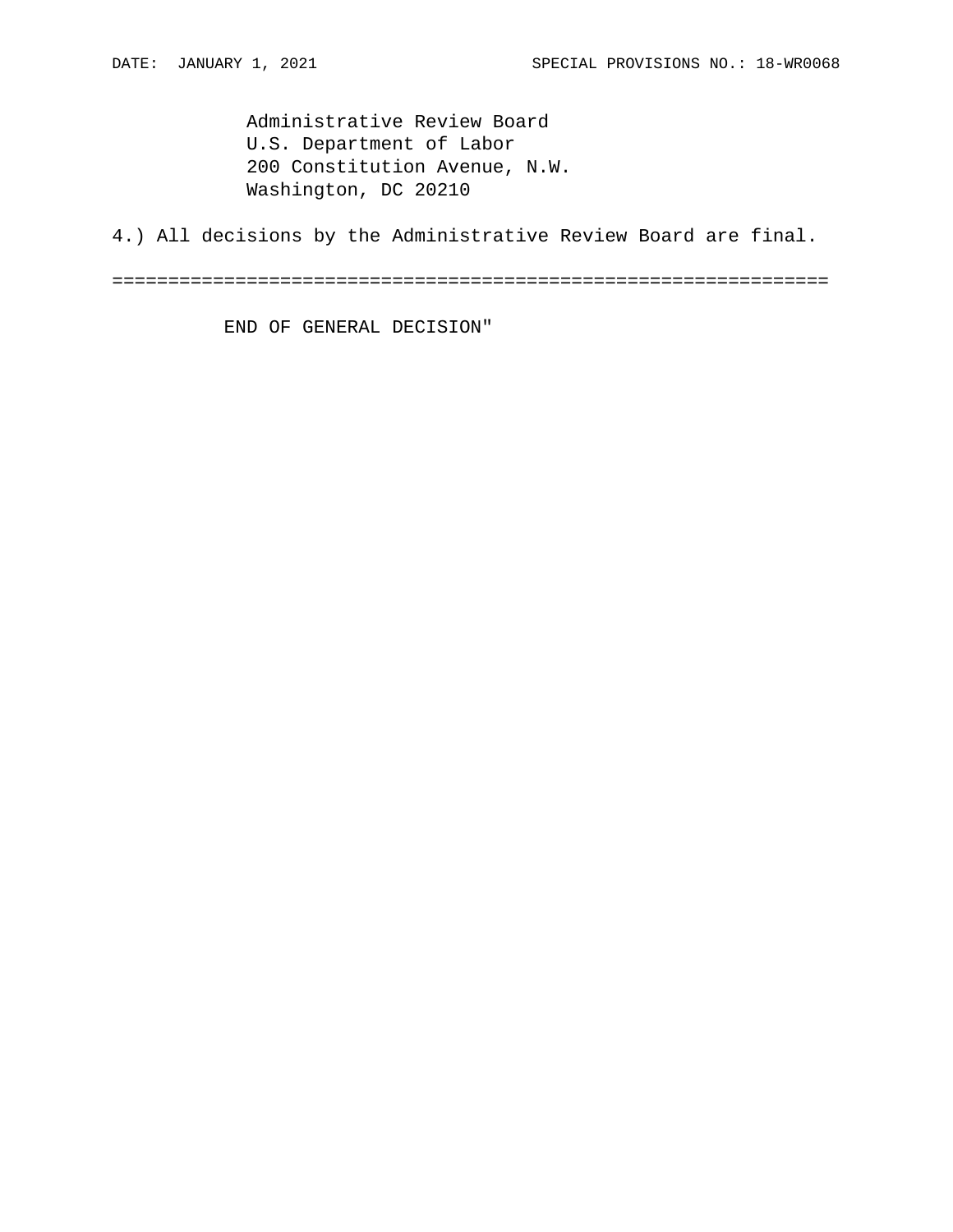Administrative Review Board
U.S. Department of Labor
200 Constitution Avenue, N.W.
Washington, DC 20210

4.) All decisions by the Administrative Review Board are final.

================================================================

END OF GENERAL DECISION"